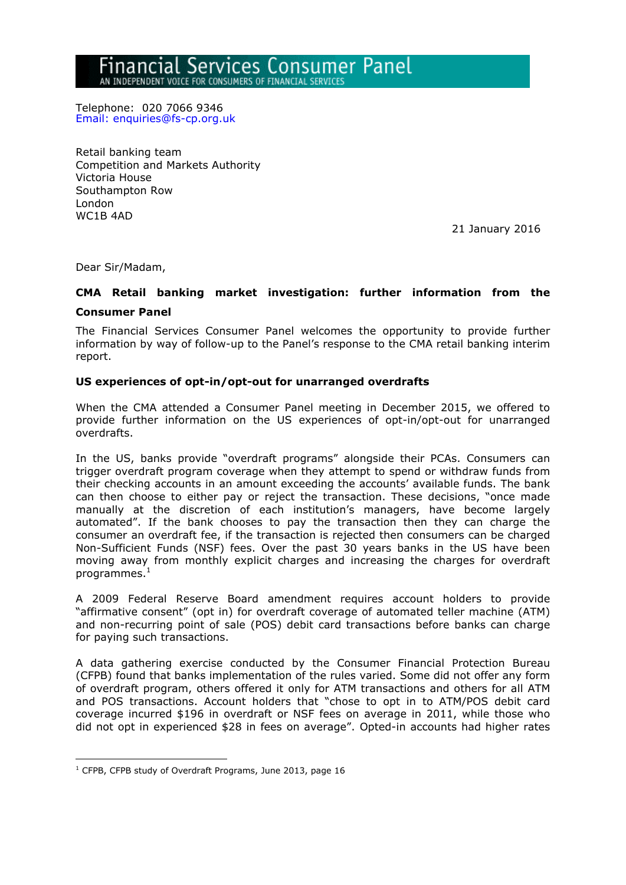# Financial Services Consumer Panel

AN INDEPENDENT VOICE FOR CONSUMERS OF FINANCIAL SERVICES

Telephone: 020 7066 9346
Email: enquiries@fs-cp.org.uk

Retail banking team
Competition and Markets Authority
Victoria House
Southampton Row
London
WC1B 4AD

21 January 2016

Dear Sir/Madam,

**CMA Retail banking market investigation: further information from the Consumer Panel**

The Financial Services Consumer Panel welcomes the opportunity to provide further information by way of follow-up to the Panel's response to the CMA retail banking interim report.

**US experiences of opt-in/opt-out for unarranged overdrafts**

When the CMA attended a Consumer Panel meeting in December 2015, we offered to provide further information on the US experiences of opt-in/opt-out for unarranged overdrafts.

In the US, banks provide "overdraft programs" alongside their PCAs. Consumers can trigger overdraft program coverage when they attempt to spend or withdraw funds from their checking accounts in an amount exceeding the accounts' available funds. The bank can then choose to either pay or reject the transaction. These decisions, "once made manually at the discretion of each institution's managers, have become largely automated". If the bank chooses to pay the transaction then they can charge the consumer an overdraft fee, if the transaction is rejected then consumers can be charged Non-Sufficient Funds (NSF) fees. Over the past 30 years banks in the US have been moving away from monthly explicit charges and increasing the charges for overdraft programmes.[1]

A 2009 Federal Reserve Board amendment requires account holders to provide "affirmative consent" (opt in) for overdraft coverage of automated teller machine (ATM) and non-recurring point of sale (POS) debit card transactions before banks can charge for paying such transactions.

A data gathering exercise conducted by the Consumer Financial Protection Bureau (CFPB) found that banks implementation of the rules varied. Some did not offer any form of overdraft program, others offered it only for ATM transactions and others for all ATM and POS transactions. Account holders that "chose to opt in to ATM/POS debit card coverage incurred $196 in overdraft or NSF fees on average in 2011, while those who did not opt in experienced $28 in fees on average". Opted-in accounts had higher rates

[1] CFPB, CFPB study of Overdraft Programs, June 2013, page 16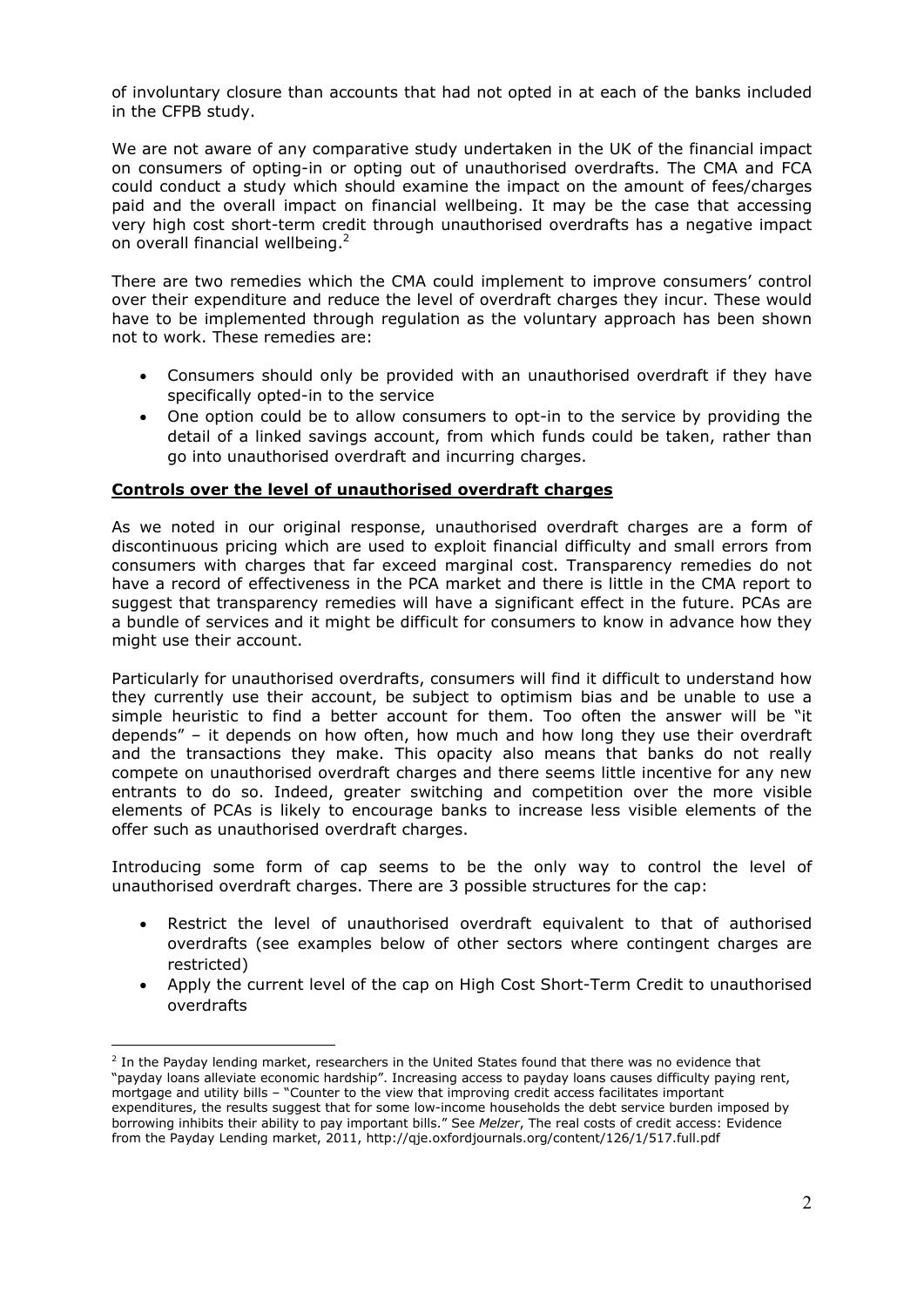of involuntary closure than accounts that had not opted in at each of the banks included in the CFPB study.

We are not aware of any comparative study undertaken in the UK of the financial impact on consumers of opting-in or opting out of unauthorised overdrafts. The CMA and FCA could conduct a study which should examine the impact on the amount of fees/charges paid and the overall impact on financial wellbeing. It may be the case that accessing very high cost short-term credit through unauthorised overdrafts has a negative impact on overall financial wellbeing.[2]

There are two remedies which the CMA could implement to improve consumers' control over their expenditure and reduce the level of overdraft charges they incur. These would have to be implemented through regulation as the voluntary approach has been shown not to work. These remedies are:

- Consumers should only be provided with an unauthorised overdraft if they have specifically opted-in to the service
- One option could be to allow consumers to opt-in to the service by providing the detail of a linked savings account, from which funds could be taken, rather than go into unauthorised overdraft and incurring charges.

**Controls over the level of unauthorised overdraft charges**

As we noted in our original response, unauthorised overdraft charges are a form of discontinuous pricing which are used to exploit financial difficulty and small errors from consumers with charges that far exceed marginal cost. Transparency remedies do not have a record of effectiveness in the PCA market and there is little in the CMA report to suggest that transparency remedies will have a significant effect in the future. PCAs are a bundle of services and it might be difficult for consumers to know in advance how they might use their account.

Particularly for unauthorised overdrafts, consumers will find it difficult to understand how they currently use their account, be subject to optimism bias and be unable to use a simple heuristic to find a better account for them. Too often the answer will be "it depends" – it depends on how often, how much and how long they use their overdraft and the transactions they make. This opacity also means that banks do not really compete on unauthorised overdraft charges and there seems little incentive for any new entrants to do so. Indeed, greater switching and competition over the more visible elements of PCAs is likely to encourage banks to increase less visible elements of the offer such as unauthorised overdraft charges.

Introducing some form of cap seems to be the only way to control the level of unauthorised overdraft charges. There are 3 possible structures for the cap:

- Restrict the level of unauthorised overdraft equivalent to that of authorised overdrafts (see examples below of other sectors where contingent charges are restricted)
- Apply the current level of the cap on High Cost Short-Term Credit to unauthorised overdrafts

[2] In the Payday lending market, researchers in the United States found that there was no evidence that "payday loans alleviate economic hardship". Increasing access to payday loans causes difficulty paying rent, mortgage and utility bills – "Counter to the view that improving credit access facilitates important expenditures, the results suggest that for some low-income households the debt service burden imposed by borrowing inhibits their ability to pay important bills." See *Melzer*, The real costs of credit access: Evidence from the Payday Lending market, 2011, http://qje.oxfordjournals.org/content/126/1/517.full.pdf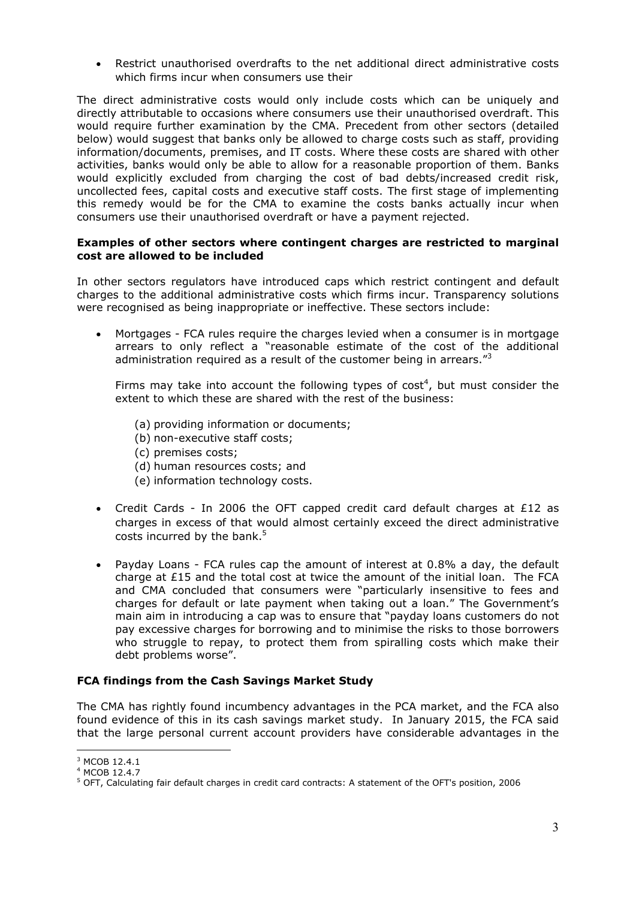- Restrict unauthorised overdrafts to the net additional direct administrative costs which firms incur when consumers use their

The direct administrative costs would only include costs which can be uniquely and directly attributable to occasions where consumers use their unauthorised overdraft. This would require further examination by the CMA. Precedent from other sectors (detailed below) would suggest that banks only be allowed to charge costs such as staff, providing information/documents, premises, and IT costs. Where these costs are shared with other activities, banks would only be able to allow for a reasonable proportion of them. Banks would explicitly excluded from charging the cost of bad debts/increased credit risk, uncollected fees, capital costs and executive staff costs. The first stage of implementing this remedy would be for the CMA to examine the costs banks actually incur when consumers use their unauthorised overdraft or have a payment rejected.

**Examples of other sectors where contingent charges are restricted to marginal cost are allowed to be included**

In other sectors regulators have introduced caps which restrict contingent and default charges to the additional administrative costs which firms incur. Transparency solutions were recognised as being inappropriate or ineffective. These sectors include:

- Mortgages - FCA rules require the charges levied when a consumer is in mortgage arrears to only reflect a "reasonable estimate of the cost of the additional administration required as a result of the customer being in arrears."[3]

  Firms may take into account the following types of cost[4], but must consider the extent to which these are shared with the rest of the business:

  (a) providing information or documents;
  (b) non-executive staff costs;
  (c) premises costs;
  (d) human resources costs; and
  (e) information technology costs.

- Credit Cards - In 2006 the OFT capped credit card default charges at £12 as charges in excess of that would almost certainly exceed the direct administrative costs incurred by the bank.[5]

- Payday Loans - FCA rules cap the amount of interest at 0.8% a day, the default charge at £15 and the total cost at twice the amount of the initial loan. The FCA and CMA concluded that consumers were "particularly insensitive to fees and charges for default or late payment when taking out a loan." The Government's main aim in introducing a cap was to ensure that "payday loans customers do not pay excessive charges for borrowing and to minimise the risks to those borrowers who struggle to repay, to protect them from spiralling costs which make their debt problems worse".

**FCA findings from the Cash Savings Market Study**

The CMA has rightly found incumbency advantages in the PCA market, and the FCA also found evidence of this in its cash savings market study. In January 2015, the FCA said that the large personal current account providers have considerable advantages in the

---

[3] MCOB 12.4.1

[4] MCOB 12.4.7

[5] OFT, Calculating fair default charges in credit card contracts: A statement of the OFT's position, 2006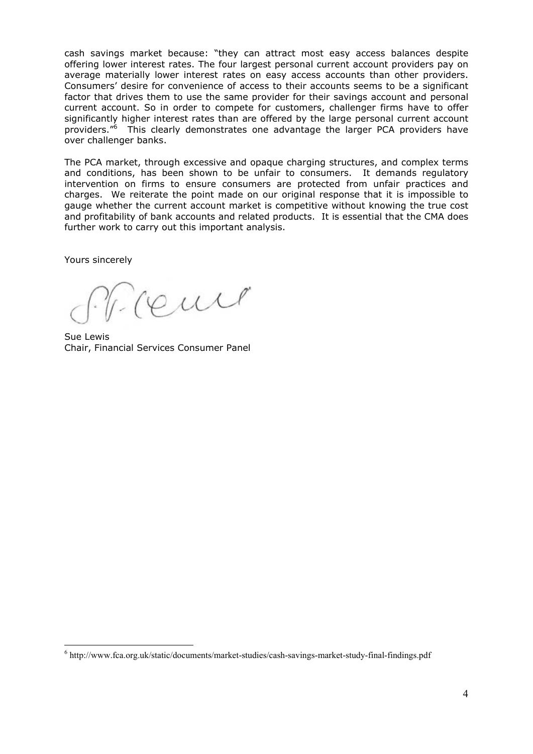cash savings market because: "they can attract most easy access balances despite offering lower interest rates. The four largest personal current account providers pay on average materially lower interest rates on easy access accounts than other providers. Consumers' desire for convenience of access to their accounts seems to be a significant factor that drives them to use the same provider for their savings account and personal current account. So in order to compete for customers, challenger firms have to offer significantly higher interest rates than are offered by the large personal current account providers."[6] This clearly demonstrates one advantage the larger PCA providers have over challenger banks.

The PCA market, through excessive and opaque charging structures, and complex terms and conditions, has been shown to be unfair to consumers. It demands regulatory intervention on firms to ensure consumers are protected from unfair practices and charges. We reiterate the point made on our original response that it is impossible to gauge whether the current account market is competitive without knowing the true cost and profitability of bank accounts and related products. It is essential that the CMA does further work to carry out this important analysis.

Yours sincerely

Sue Lewis
Chair, Financial Services Consumer Panel

---

[6] http://www.fca.org.uk/static/documents/market-studies/cash-savings-market-study-final-findings.pdf